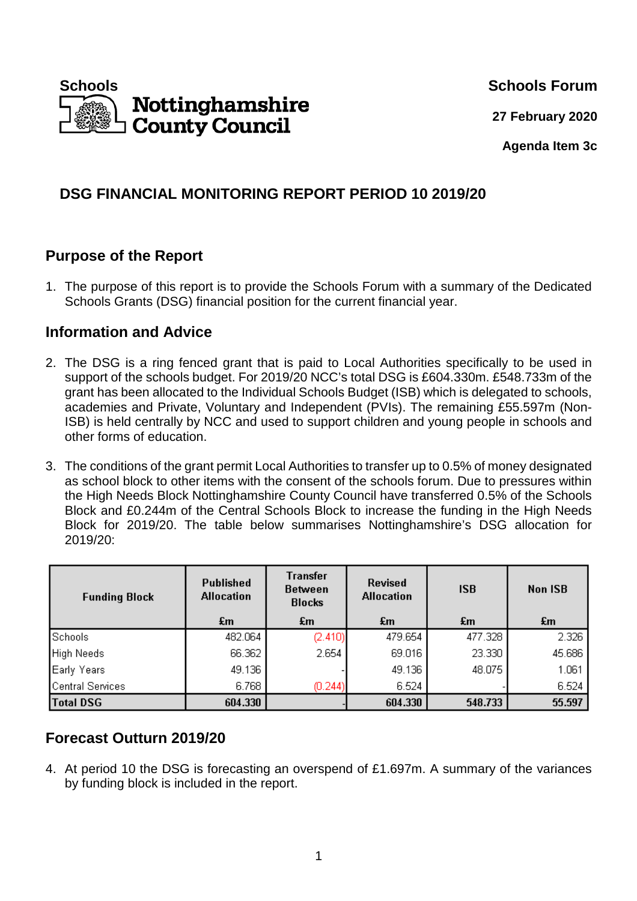Schools **Nottinghamshire County Council**

**Schools Forum**

**27 February 2020**

**Agenda Item 3c**

# DSG FINANCIAL MONITORING REPORT PERIOD 10 2019/20

## Purpose of the Report

1. The purpose of this report is to provide the Schools Forum with a summary of the Dedicated Schools Grants (DSG) financial position for the current financial year.

## Information and Advice

2. The DSG is a ring fenced grant that is paid to Local Authorities specifically to be used in support of the schools budget. For 2019/20 NCC's total DSG is £604.330m. £548.733m of the grant has been allocated to the Individual Schools Budget (ISB) which is delegated to schools, academies and Private, Voluntary and Independent (PVIs). The remaining £55.597m (Non-ISB) is held centrally by NCC and used to support children and young people in schools and other forms of education.

3. The conditions of the grant permit Local Authorities to transfer up to 0.5% of money designated as school block to other items with the consent of the schools forum. Due to pressures within the High Needs Block Nottinghamshire County Council have transferred 0.5% of the Schools Block and £0.244m of the Central Schools Block to increase the funding in the High Needs Block for 2019/20. The table below summarises Nottinghamshire's DSG allocation for 2019/20:

| Funding Block | Published Allocation | Transfer Between Blocks | Revised Allocation | ISB | Non ISB |
|---|---|---|---|---|---|
| | £m | £m | £m | £m | £m |
| Schools | 482.064 | (2.410) | 479.654 | 477.328 | 2.326 |
| High Needs | 66.362 | 2.654 | 69.016 | 23.330 | 45.686 |
| Early Years | 49.136 | - | 49.136 | 48.075 | 1.061 |
| Central Services | 6.768 | (0.244) | 6.524 | - | 6.524 |
| **Total DSG** | **604.330** | - | **604.330** | **548.733** | **55.597** |

## Forecast Outturn 2019/20

4. At period 10 the DSG is forecasting an overspend of £1.697m. A summary of the variances by funding block is included in the report.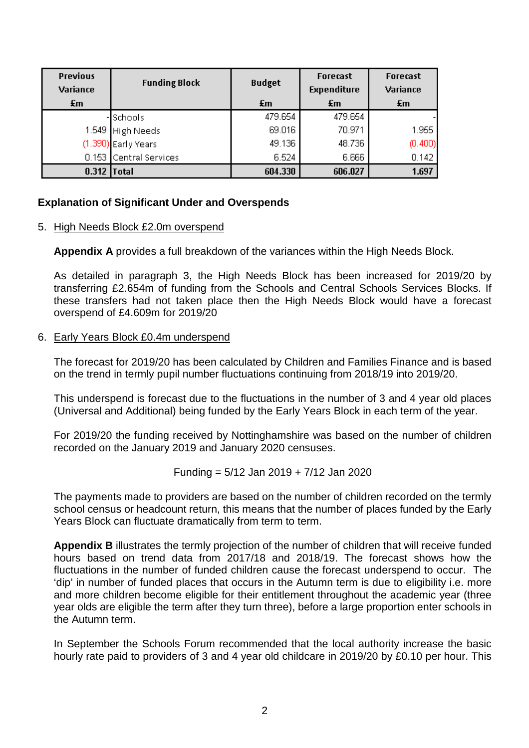| Previous Variance £m | Funding Block | Budget £m | Forecast Expenditure £m | Forecast Variance £m |
|---|---|---|---|---|
| - | Schools | 479.654 | 479.654 | - |
| 1.549 | High Needs | 69.016 | 70.971 | 1.955 |
| (1.390) | Early Years | 49.136 | 48.736 | (0.400) |
| 0.153 | Central Services | 6.524 | 6.666 | 0.142 |
| **0.312** | **Total** | **604.330** | **606.027** | **1.697** |

**Explanation of Significant Under and Overspends**

5. High Needs Block £2.0m overspend

   **Appendix A** provides a full breakdown of the variances within the High Needs Block.

   As detailed in paragraph 3, the High Needs Block has been increased for 2019/20 by transferring £2.654m of funding from the Schools and Central Schools Services Blocks. If these transfers had not taken place then the High Needs Block would have a forecast overspend of £4.609m for 2019/20

6. Early Years Block £0.4m underspend

   The forecast for 2019/20 has been calculated by Children and Families Finance and is based on the trend in termly pupil number fluctuations continuing from 2018/19 into 2019/20.

   This underspend is forecast due to the fluctuations in the number of 3 and 4 year old places (Universal and Additional) being funded by the Early Years Block in each term of the year.

   For 2019/20 the funding received by Nottinghamshire was based on the number of children recorded on the January 2019 and January 2020 censuses.

   Funding = 5/12 Jan 2019 + 7/12 Jan 2020

   The payments made to providers are based on the number of children recorded on the termly school census or headcount return, this means that the number of places funded by the Early Years Block can fluctuate dramatically from term to term.

   **Appendix B** illustrates the termly projection of the number of children that will receive funded hours based on trend data from 2017/18 and 2018/19. The forecast shows how the fluctuations in the number of funded children cause the forecast underspend to occur. The 'dip' in number of funded places that occurs in the Autumn term is due to eligibility i.e. more and more children become eligible for their entitlement throughout the academic year (three year olds are eligible the term after they turn three), before a large proportion enter schools in the Autumn term.

   In September the Schools Forum recommended that the local authority increase the basic hourly rate paid to providers of 3 and 4 year old childcare in 2019/20 by £0.10 per hour. This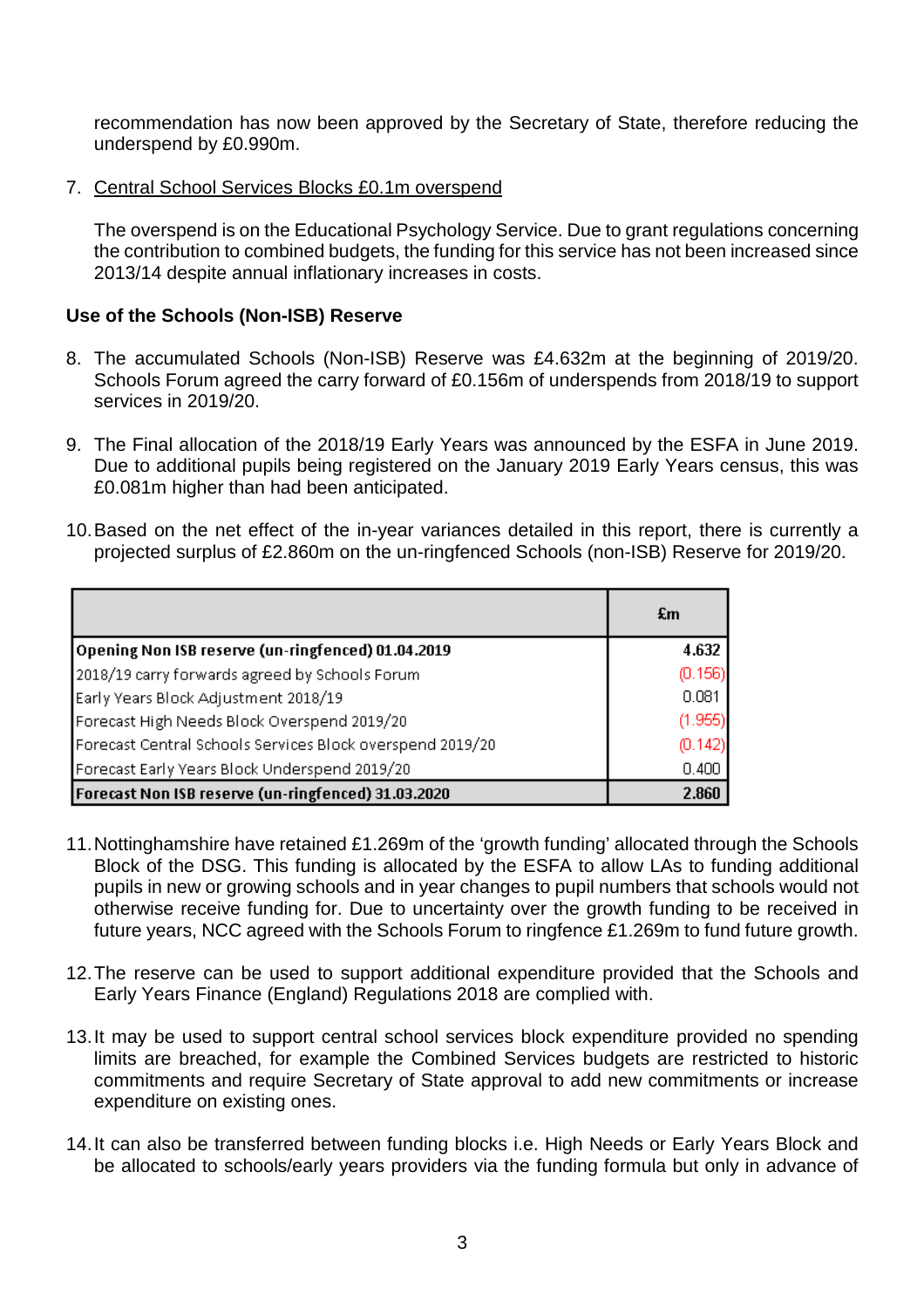recommendation has now been approved by the Secretary of State, therefore reducing the underspend by £0.990m.

7. Central School Services Blocks £0.1m overspend

   The overspend is on the Educational Psychology Service. Due to grant regulations concerning the contribution to combined budgets, the funding for this service has not been increased since 2013/14 despite annual inflationary increases in costs.

**Use of the Schools (Non-ISB) Reserve**

8. The accumulated Schools (Non-ISB) Reserve was £4.632m at the beginning of 2019/20. Schools Forum agreed the carry forward of £0.156m of underspends from 2018/19 to support services in 2019/20.

9. The Final allocation of the 2018/19 Early Years was announced by the ESFA in June 2019. Due to additional pupils being registered on the January 2019 Early Years census, this was £0.081m higher than had been anticipated.

10. Based on the net effect of the in-year variances detailed in this report, there is currently a projected surplus of £2.860m on the un-ringfenced Schools (non-ISB) Reserve for 2019/20.

| | £m |
|---|---|
| **Opening Non ISB reserve (un-ringfenced) 01.04.2019** | **4.632** |
| 2018/19 carry forwards agreed by Schools Forum | (0.156) |
| Early Years Block Adjustment 2018/19 | 0.081 |
| Forecast High Needs Block Overspend 2019/20 | (1.955) |
| Forecast Central Schools Services Block overspend 2019/20 | (0.142) |
| Forecast Early Years Block Underspend 2019/20 | 0.400 |
| **Forecast Non ISB reserve (un-ringfenced) 31.03.2020** | **2.860** |

11. Nottinghamshire have retained £1.269m of the 'growth funding' allocated through the Schools Block of the DSG. This funding is allocated by the ESFA to allow LAs to funding additional pupils in new or growing schools and in year changes to pupil numbers that schools would not otherwise receive funding for. Due to uncertainty over the growth funding to be received in future years, NCC agreed with the Schools Forum to ringfence £1.269m to fund future growth.

12. The reserve can be used to support additional expenditure provided that the Schools and Early Years Finance (England) Regulations 2018 are complied with.

13. It may be used to support central school services block expenditure provided no spending limits are breached, for example the Combined Services budgets are restricted to historic commitments and require Secretary of State approval to add new commitments or increase expenditure on existing ones.

14. It can also be transferred between funding blocks i.e. High Needs or Early Years Block and be allocated to schools/early years providers via the funding formula but only in advance of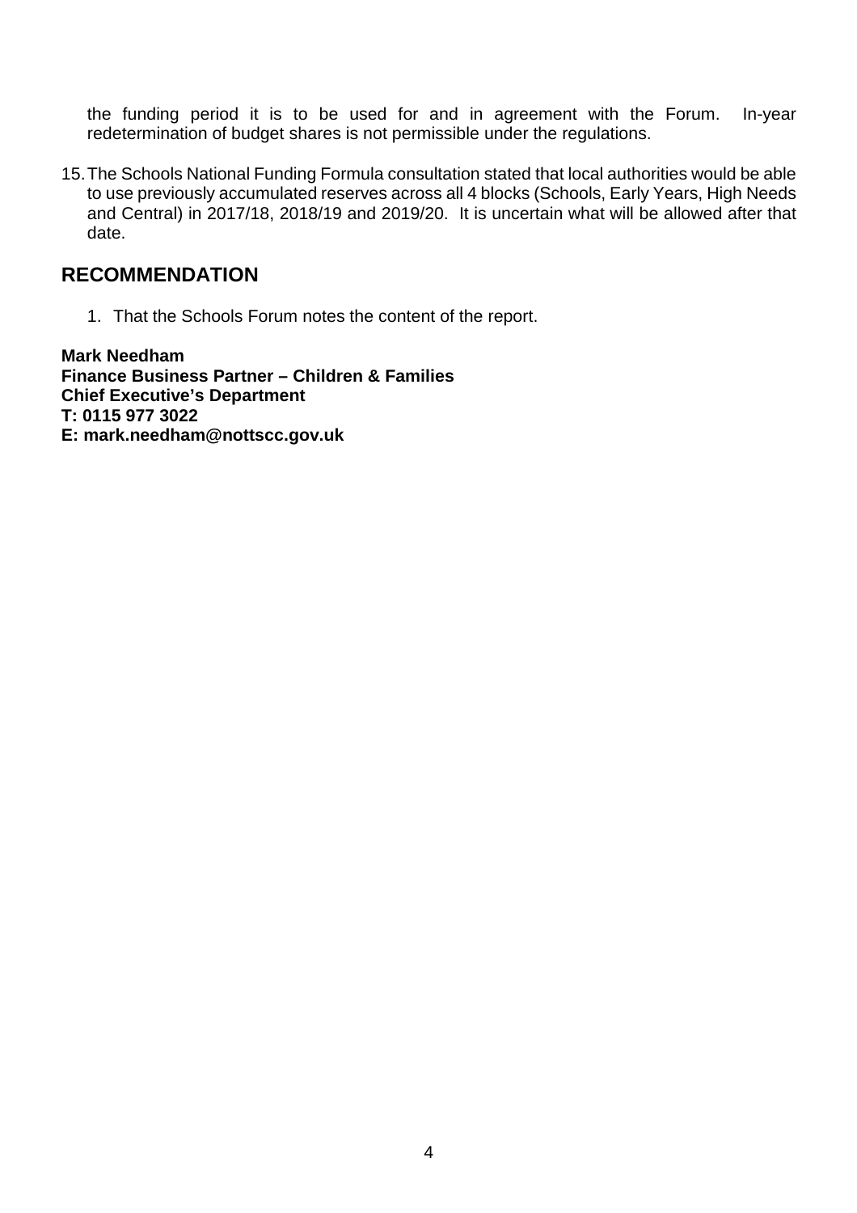the funding period it is to be used for and in agreement with the Forum. In-year redetermination of budget shares is not permissible under the regulations.

15. The Schools National Funding Formula consultation stated that local authorities would be able to use previously accumulated reserves across all 4 blocks (Schools, Early Years, High Needs and Central) in 2017/18, 2018/19 and 2019/20. It is uncertain what will be allowed after that date.

## RECOMMENDATION

1. That the Schools Forum notes the content of the report.

**Mark Needham**
**Finance Business Partner – Children & Families**
**Chief Executive's Department**
**T: 0115 977 3022**
**E: mark.needham@nottscc.gov.uk**